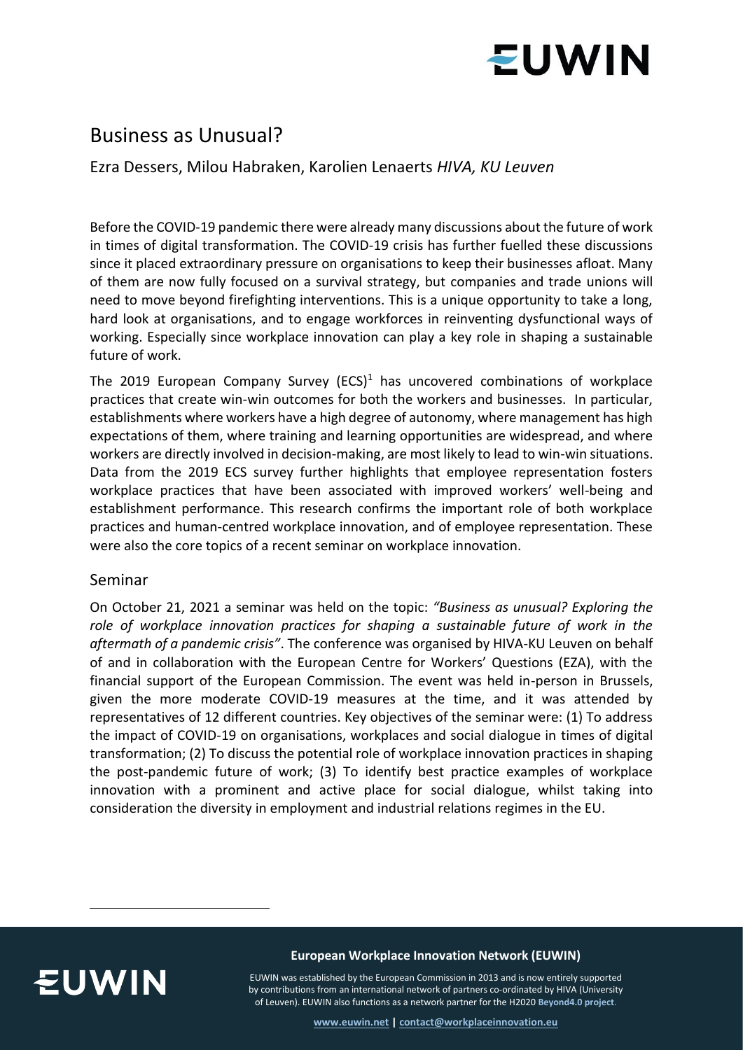# Business as Unusual?

Ezra Dessers, Milou Habraken, Karolien Lenaerts *HIVA, KU Leuven*

Before the COVID-19 pandemic there were already many discussions about the future of work in times of digital transformation. The COVID-19 crisis has further fuelled these discussions since it placed extraordinary pressure on organisations to keep their businesses afloat. Many of them are now fully focused on a survival strategy, but companies and trade unions will need to move beyond firefighting interventions. This is a unique opportunity to take a long, hard look at organisations, and to engage workforces in reinventing dysfunctional ways of working. Especially since workplace innovation can play a key role in shaping a sustainable future of work.

The 2019 European Company Survey (ECS)[1] has uncovered combinations of workplace practices that create win-win outcomes for both the workers and businesses. In particular, establishments where workers have a high degree of autonomy, where management has high expectations of them, where training and learning opportunities are widespread, and where workers are directly involved in decision-making, are most likely to lead to win-win situations. Data from the 2019 ECS survey further highlights that employee representation fosters workplace practices that have been associated with improved workers' well-being and establishment performance. This research confirms the important role of both workplace practices and human-centred workplace innovation, and of employee representation. These were also the core topics of a recent seminar on workplace innovation.

## Seminar

On October 21, 2021 a seminar was held on the topic: *"Business as unusual? Exploring the role of workplace innovation practices for shaping a sustainable future of work in the aftermath of a pandemic crisis"*. The conference was organised by HIVA-KU Leuven on behalf of and in collaboration with the European Centre for Workers' Questions (EZA), with the financial support of the European Commission. The event was held in-person in Brussels, given the more moderate COVID-19 measures at the time, and it was attended by representatives of 12 different countries. Key objectives of the seminar were: (1) To address the impact of COVID-19 on organisations, workplaces and social dialogue in times of digital transformation; (2) To discuss the potential role of workplace innovation practices in shaping the post-pandemic future of work; (3) To identify best practice examples of workplace innovation with a prominent and active place for social dialogue, whilst taking into consideration the diversity in employment and industrial relations regimes in the EU.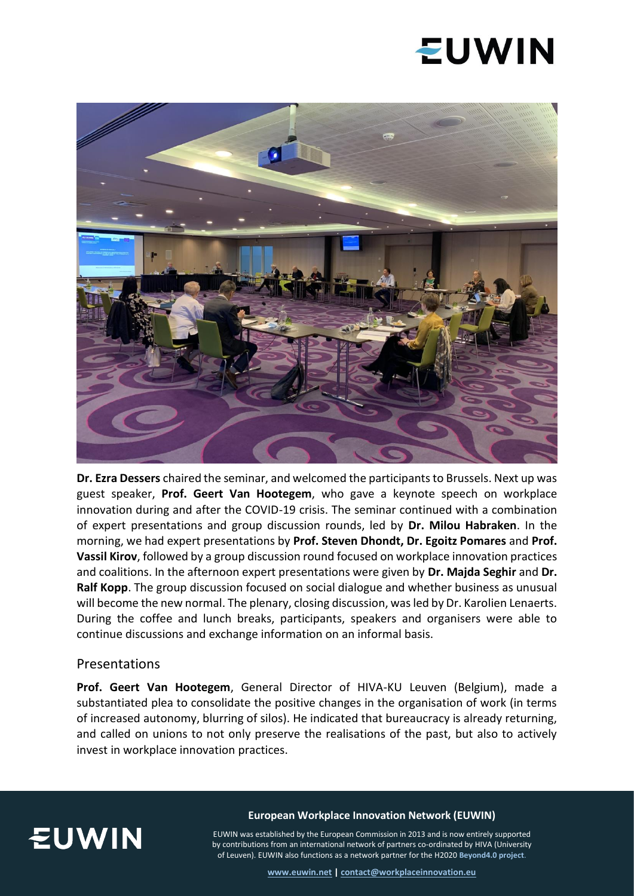**Dr. Ezra Dessers** chaired the seminar, and welcomed the participants to Brussels. Next up was guest speaker, **Prof. Geert Van Hootegem**, who gave a keynote speech on workplace innovation during and after the COVID-19 crisis. The seminar continued with a combination of expert presentations and group discussion rounds, led by **Dr. Milou Habraken**. In the morning, we had expert presentations by **Prof. Steven Dhondt, Dr. Egoitz Pomares** and **Prof. Vassil Kirov**, followed by a group discussion round focused on workplace innovation practices and coalitions. In the afternoon expert presentations were given by **Dr. Majda Seghir** and **Dr. Ralf Kopp**. The group discussion focused on social dialogue and whether business as unusual will become the new normal. The plenary, closing discussion, was led by Dr. Karolien Lenaerts. During the coffee and lunch breaks, participants, speakers and organisers were able to continue discussions and exchange information on an informal basis.

## Presentations

**Prof. Geert Van Hootegem**, General Director of HIVA-KU Leuven (Belgium), made a substantiated plea to consolidate the positive changes in the organisation of work (in terms of increased autonomy, blurring of silos). He indicated that bureaucracy is already returning, and called on unions to not only preserve the realisations of the past, but also to actively invest in workplace innovation practices.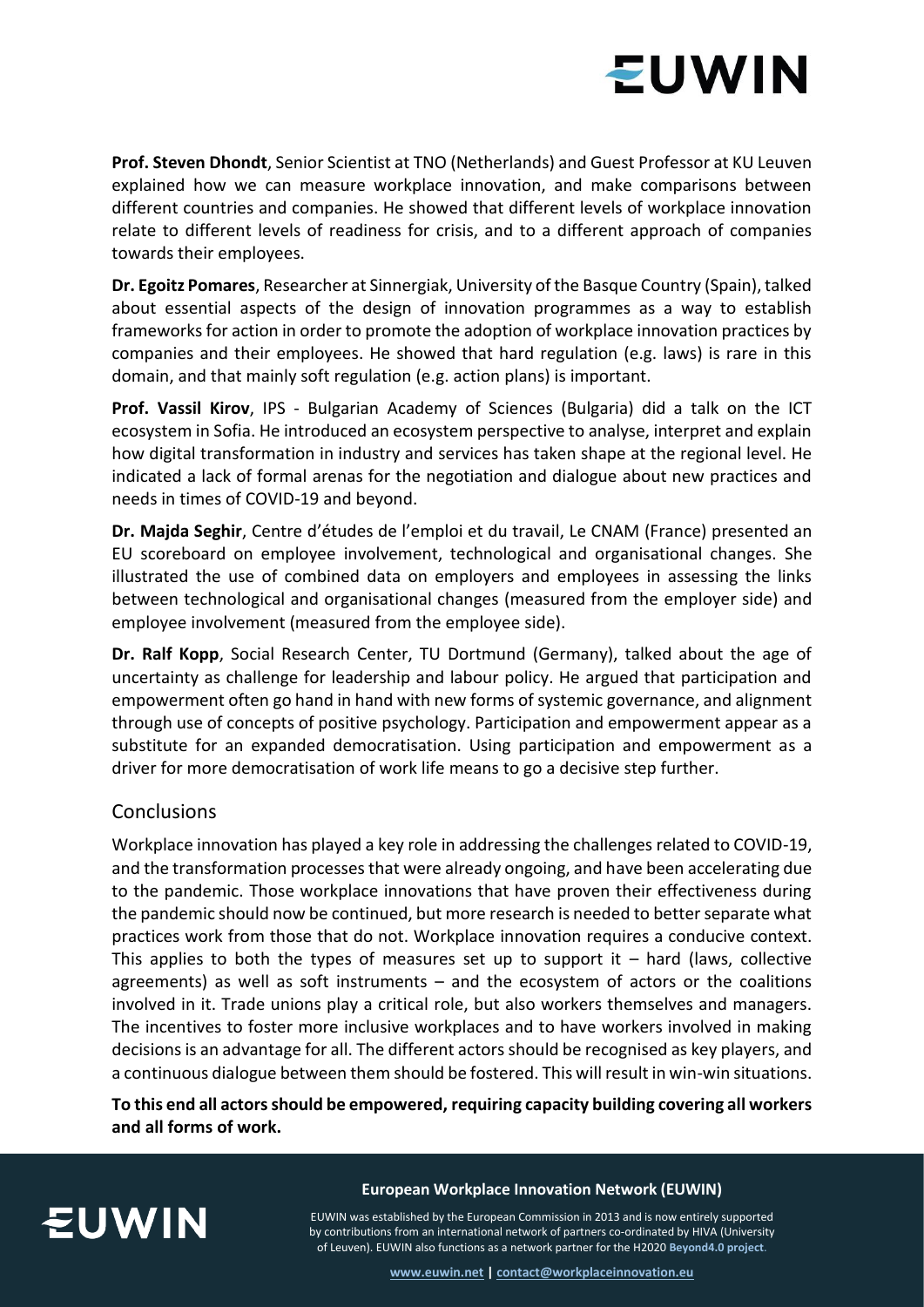**Prof. Steven Dhondt**, Senior Scientist at TNO (Netherlands) and Guest Professor at KU Leuven explained how we can measure workplace innovation, and make comparisons between different countries and companies. He showed that different levels of workplace innovation relate to different levels of readiness for crisis, and to a different approach of companies towards their employees.

**Dr. Egoitz Pomares**, Researcher at Sinnergiak, University of the Basque Country (Spain), talked about essential aspects of the design of innovation programmes as a way to establish frameworks for action in order to promote the adoption of workplace innovation practices by companies and their employees. He showed that hard regulation (e.g. laws) is rare in this domain, and that mainly soft regulation (e.g. action plans) is important.

**Prof. Vassil Kirov**, IPS - Bulgarian Academy of Sciences (Bulgaria) did a talk on the ICT ecosystem in Sofia. He introduced an ecosystem perspective to analyse, interpret and explain how digital transformation in industry and services has taken shape at the regional level. He indicated a lack of formal arenas for the negotiation and dialogue about new practices and needs in times of COVID-19 and beyond.

**Dr. Majda Seghir**, Centre d'études de l'emploi et du travail, Le CNAM (France) presented an EU scoreboard on employee involvement, technological and organisational changes. She illustrated the use of combined data on employers and employees in assessing the links between technological and organisational changes (measured from the employer side) and employee involvement (measured from the employee side).

**Dr. Ralf Kopp**, Social Research Center, TU Dortmund (Germany), talked about the age of uncertainty as challenge for leadership and labour policy. He argued that participation and empowerment often go hand in hand with new forms of systemic governance, and alignment through use of concepts of positive psychology. Participation and empowerment appear as a substitute for an expanded democratisation. Using participation and empowerment as a driver for more democratisation of work life means to go a decisive step further.

## Conclusions

Workplace innovation has played a key role in addressing the challenges related to COVID-19, and the transformation processes that were already ongoing, and have been accelerating due to the pandemic. Those workplace innovations that have proven their effectiveness during the pandemic should now be continued, but more research is needed to better separate what practices work from those that do not. Workplace innovation requires a conducive context. This applies to both the types of measures set up to support it – hard (laws, collective agreements) as well as soft instruments – and the ecosystem of actors or the coalitions involved in it. Trade unions play a critical role, but also workers themselves and managers. The incentives to foster more inclusive workplaces and to have workers involved in making decisions is an advantage for all. The different actors should be recognised as key players, and a continuous dialogue between them should be fostered. This will result in win-win situations.

**To this end all actors should be empowered, requiring capacity building covering all workers and all forms of work.**

**European Workplace Innovation Network (EUWIN)**

EUWIN was established by the European Commission in 2013 and is now entirely supported by contributions from an international network of partners co-ordinated by HIVA (University of Leuven). EUWIN also functions as a network partner for the H2020 **Beyond4.0 project**.

www.euwin.net | contact@workplaceinnovation.eu